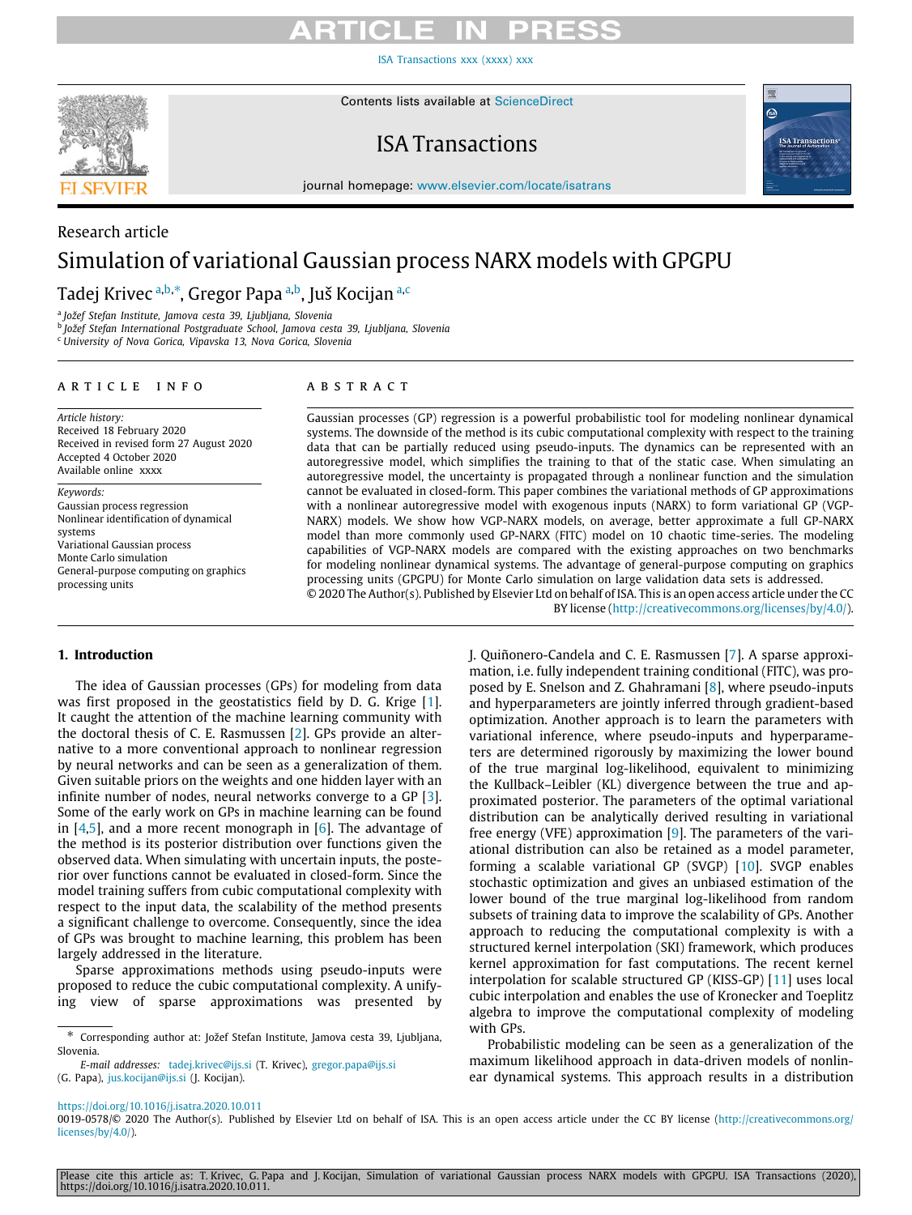Research article

# Simulation of variational Gaussian process NARX models with GPGPU

Tadej Krivec [a,b,*], Gregor Papa [a,b], Juš Kocijan [a,c]

[a] Jožef Stefan Institute, Jamova cesta 39, Ljubljana, Slovenia
[b] Jožef Stefan International Postgraduate School, Jamova cesta 39, Ljubljana, Slovenia
[c] University of Nova Gorica, Vipavska 13, Nova Gorica, Slovenia

## ARTICLE INFO

*Article history:*
Received 18 February 2020
Received in revised form 27 August 2020
Accepted 4 October 2020
Available online xxxx

*Keywords:*
Gaussian process regression
Nonlinear identification of dynamical systems
Variational Gaussian process
Monte Carlo simulation
General-purpose computing on graphics processing units

## ABSTRACT

Gaussian processes (GP) regression is a powerful probabilistic tool for modeling nonlinear dynamical systems. The downside of the method is its cubic computational complexity with respect to the training data that can be partially reduced using pseudo-inputs. The dynamics can be represented with an autoregressive model, which simplifies the training to that of the static case. When simulating an autoregressive model, the uncertainty is propagated through a nonlinear function and the simulation cannot be evaluated in closed-form. This paper combines the variational methods of GP approximations with a nonlinear autoregressive model with exogenous inputs (NARX) to form variational GP (VGP-NARX) models. We show how VGP-NARX models, on average, better approximate a full GP-NARX model than more commonly used GP-NARX (FITC) model on 10 chaotic time-series. The modeling capabilities of VGP-NARX models are compared with the existing approaches on two benchmarks for modeling nonlinear dynamical systems. The advantage of general-purpose computing on graphics processing units (GPGPU) for Monte Carlo simulation on large validation data sets is addressed.

© 2020 The Author(s). Published by Elsevier Ltd on behalf of ISA. This is an open access article under the CC BY license (http://creativecommons.org/licenses/by/4.0/).

## 1. Introduction

The idea of Gaussian processes (GPs) for modeling from data was first proposed in the geostatistics field by D. G. Krige [1]. It caught the attention of the machine learning community with the doctoral thesis of C. E. Rasmussen [2]. GPs provide an alternative to a more conventional approach to nonlinear regression by neural networks and can be seen as a generalization of them. Given suitable priors on the weights and one hidden layer with an infinite number of nodes, neural networks converge to a GP [3]. Some of the early work on GPs in machine learning can be found in [4,5], and a more recent monograph in [6]. The advantage of the method is its posterior distribution over functions given the observed data. When simulating with uncertain inputs, the posterior over functions cannot be evaluated in closed-form. Since the model training suffers from cubic computational complexity with respect to the input data, the scalability of the method presents a significant challenge to overcome. Consequently, since the idea of GPs was brought to machine learning, this problem has been largely addressed in the literature.

Sparse approximations methods using pseudo-inputs were proposed to reduce the cubic computational complexity. A unifying view of sparse approximations was presented by J. Quiñonero-Candela and C. E. Rasmussen [7]. A sparse approximation, i.e. fully independent training conditional (FITC), was proposed by E. Snelson and Z. Ghahramani [8], where pseudo-inputs and hyperparameters are jointly inferred through gradient-based optimization. Another approach is to learn the parameters with variational inference, where pseudo-inputs and hyperparameters are determined rigorously by maximizing the lower bound of the true marginal log-likelihood, equivalent to minimizing the Kullback–Leibler (KL) divergence between the true and approximated posterior. The parameters of the optimal variational distribution can be analytically derived resulting in variational free energy (VFE) approximation [9]. The parameters of the variational distribution can also be retained as a model parameter, forming a scalable variational GP (SVGP) [10]. SVGP enables stochastic optimization and gives an unbiased estimation of the lower bound of the true marginal log-likelihood from random subsets of training data to improve the scalability of GPs. Another approach to reducing the computational complexity is with a structured kernel interpolation (SKI) framework, which produces kernel approximation for fast computations. The recent kernel interpolation for scalable structured GP (KISS-GP) [11] uses local cubic interpolation and enables the use of Kronecker and Toeplitz algebra to improve the computational complexity of modeling with GPs.

Probabilistic modeling can be seen as a generalization of the maximum likelihood approach in data-driven models of nonlinear dynamical systems. This approach results in a distribution

* Corresponding author at: Jožef Stefan Institute, Jamova cesta 39, Ljubljana, Slovenia.
*E-mail addresses:* tadej.krivec@ijs.si (T. Krivec), gregor.papa@ijs.si (G. Papa), jus.kocijan@ijs.si (J. Kocijan).

https://doi.org/10.1016/j.isatra.2020.10.011
0019-0578/© 2020 The Author(s). Published by Elsevier Ltd on behalf of ISA. This is an open access article under the CC BY license (http://creativecommons.org/licenses/by/4.0/).

Please cite this article as: T. Krivec, G. Papa and J. Kocijan, Simulation of variational Gaussian process NARX models with GPGPU. ISA Transactions (2020), https://doi.org/10.1016/j.isatra.2020.10.011.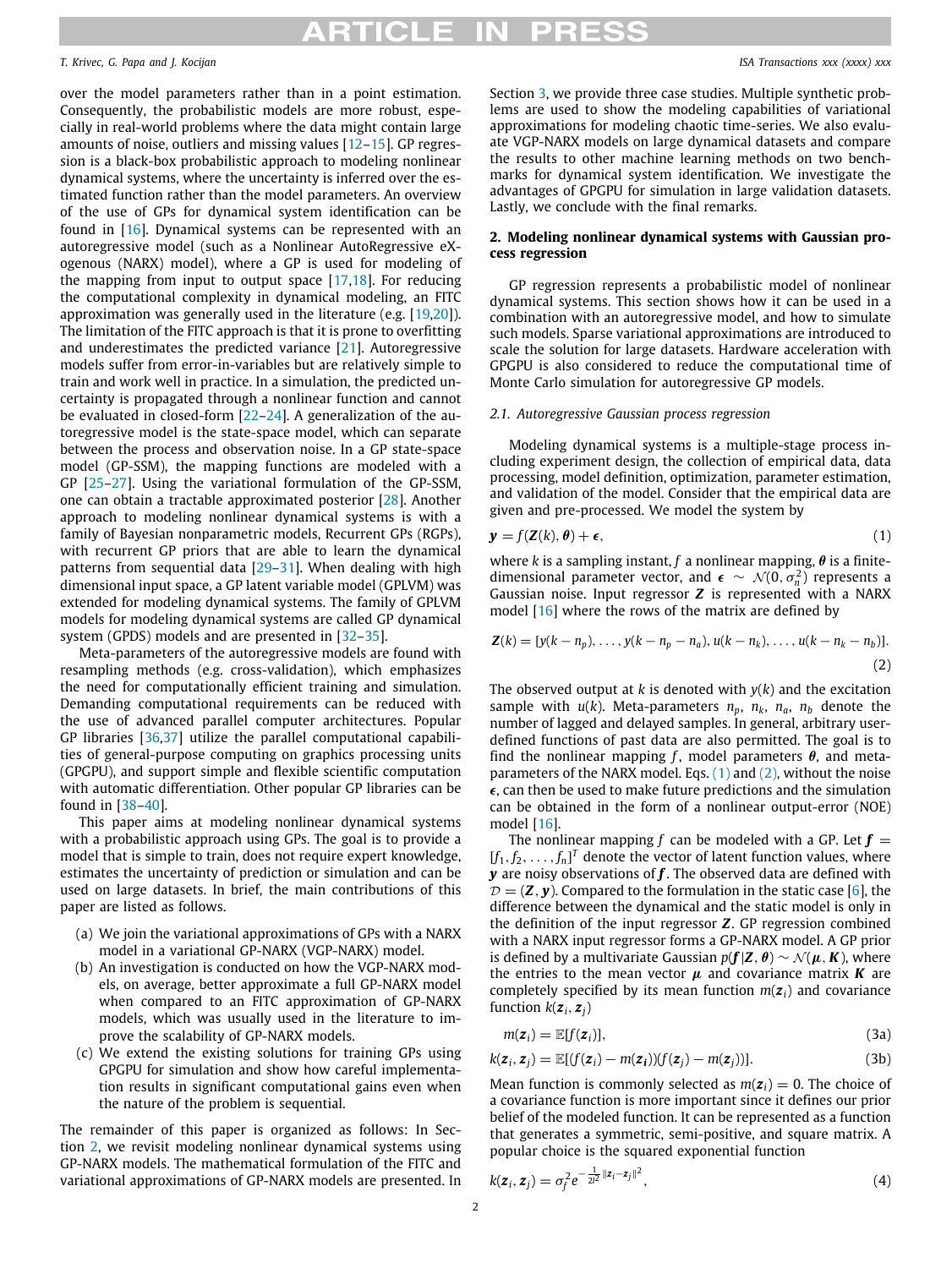over the model parameters rather than in a point estimation. Consequently, the probabilistic models are more robust, especially in real-world problems where the data might contain large amounts of noise, outliers and missing values [12–15]. GP regression is a black-box probabilistic approach to modeling nonlinear dynamical systems, where the uncertainty is inferred over the estimated function rather than the model parameters. An overview of the use of GPs for dynamical system identification can be found in [16]. Dynamical systems can be represented with an autoregressive model (such as a Nonlinear AutoRegressive eXogenous (NARX) model), where a GP is used for modeling of the mapping from input to output space [17,18]. For reducing the computational complexity in dynamical modeling, an FITC approximation was generally used in the literature (e.g. [19,20]). The limitation of the FITC approach is that it is prone to overfitting and underestimates the predicted variance [21]. Autoregressive models suffer from error-in-variables but are relatively simple to train and work well in practice. In a simulation, the predicted uncertainty is propagated through a nonlinear function and cannot be evaluated in closed-form [22–24]. A generalization of the autoregressive model is the state-space model, which can separate between the process and observation noise. In a GP state-space model (GP-SSM), the mapping functions are modeled with a GP [25–27]. Using the variational formulation of the GP-SSM, one can obtain a tractable approximated posterior [28]. Another approach to modeling nonlinear dynamical systems is with a family of Bayesian nonparametric models, Recurrent GPs (RGPs), with recurrent GP priors that are able to learn the dynamical patterns from sequential data [29–31]. When dealing with high dimensional input space, a GP latent variable model (GPLVM) was extended for modeling dynamical systems. The family of GPLVM models for modeling dynamical systems are called GP dynamical system (GPDS) models and are presented in [32–35].

Meta-parameters of the autoregressive models are found with resampling methods (e.g. cross-validation), which emphasizes the need for computationally efficient training and simulation. Demanding computational requirements can be reduced with the use of advanced parallel computer architectures. Popular GP libraries [36,37] utilize the parallel computational capabilities of general-purpose computing on graphics processing units (GPGPU), and support simple and flexible scientific computation with automatic differentiation. Other popular GP libraries can be found in [38–40].

This paper aims at modeling nonlinear dynamical systems with a probabilistic approach using GPs. The goal is to provide a model that is simple to train, does not require expert knowledge, estimates the uncertainty of prediction or simulation and can be used on large datasets. In brief, the main contributions of this paper are listed as follows.

(a) We join the variational approximations of GPs with a NARX model in a variational GP-NARX (VGP-NARX) model.
(b) An investigation is conducted on how the VGP-NARX models, on average, better approximate a full GP-NARX model when compared to an FITC approximation of GP-NARX models, which was usually used in the literature to improve the scalability of GP-NARX models.
(c) We extend the existing solutions for training GPs using GPGPU for simulation and show how careful implementation results in significant computational gains even when the nature of the problem is sequential.

The remainder of this paper is organized as follows: In Section 2, we revisit modeling nonlinear dynamical systems using GP-NARX models. The mathematical formulation of the FITC and variational approximations of GP-NARX models are presented. In Section 3, we provide three case studies. Multiple synthetic problems are used to show the modeling capabilities of variational approximations for modeling chaotic time-series. We also evaluate VGP-NARX models on large dynamical datasets and compare the results to other machine learning methods on two benchmarks for dynamical system identification. We investigate the advantages of GPGPU for simulation in large validation datasets. Lastly, we conclude with the final remarks.

## 2. Modeling nonlinear dynamical systems with Gaussian process regression

GP regression represents a probabilistic model of nonlinear dynamical systems. This section shows how it can be used in a combination with an autoregressive model, and how to simulate such models. Sparse variational approximations are introduced to scale the solution for large datasets. Hardware acceleration with GPGPU is also considered to reduce the computational time of Monte Carlo simulation for autoregressive GP models.

### 2.1. Autoregressive Gaussian process regression

Modeling dynamical systems is a multiple-stage process including experiment design, the collection of empirical data, data processing, model definition, optimization, parameter estimation, and validation of the model. Consider that the empirical data are given and pre-processed. We model the system by

$$\boldsymbol{y} = f(\boldsymbol{Z}(k), \boldsymbol{\theta}) + \boldsymbol{\epsilon}, \tag{1}$$

where $k$ is a sampling instant, $f$ a nonlinear mapping, $\boldsymbol{\theta}$ is a finite-dimensional parameter vector, and $\boldsymbol{\epsilon} \sim \mathcal{N}(0, \sigma_n^2)$ represents a Gaussian noise. Input regressor $\boldsymbol{Z}$ is represented with a NARX model [16] where the rows of the matrix are defined by

$$\boldsymbol{Z}(k) = [y(k - n_p), \dots, y(k - n_p - n_a), u(k - n_k), \dots, u(k - n_k - n_b)]. \tag{2}$$

The observed output at $k$ is denoted with $y(k)$ and the excitation sample with $u(k)$. Meta-parameters $n_p$, $n_k$, $n_a$, $n_b$ denote the number of lagged and delayed samples. In general, arbitrary user-defined functions of past data are also permitted. The goal is to find the nonlinear mapping $f$, model parameters $\boldsymbol{\theta}$, and meta-parameters of the NARX model. Eqs. (1) and (2), without the noise $\boldsymbol{\epsilon}$, can then be used to make future predictions and the simulation can be obtained in the form of a nonlinear output-error (NOE) model [16].

The nonlinear mapping $f$ can be modeled with a GP. Let $\boldsymbol{f} = [f_1, f_2, \dots, f_n]^T$ denote the vector of latent function values, where $\boldsymbol{y}$ are noisy observations of $\boldsymbol{f}$. The observed data are defined with $\mathcal{D} = (\boldsymbol{Z}, \boldsymbol{y})$. Compared to the formulation in the static case [6], the difference between the dynamical and the static model is only in the definition of the input regressor $\boldsymbol{Z}$. GP regression combined with a NARX input regressor forms a GP-NARX model. A GP prior is defined by a multivariate Gaussian $p(\boldsymbol{f}|\boldsymbol{Z}, \boldsymbol{\theta}) \sim \mathcal{N}(\boldsymbol{\mu}, \boldsymbol{K})$, where the entries to the mean vector $\boldsymbol{\mu}$ and covariance matrix $\boldsymbol{K}$ are completely specified by its mean function $m(\boldsymbol{z}_i)$ and covariance function $k(\boldsymbol{z}_i, \boldsymbol{z}_j)$

$$m(\boldsymbol{z}_i) = \mathbb{E}[f(\boldsymbol{z}_i)], \tag{3a}$$

$$k(\boldsymbol{z}_i, \boldsymbol{z}_j) = \mathbb{E}[(f(\boldsymbol{z}_i) - m(\boldsymbol{z}_i))(f(\boldsymbol{z}_j) - m(\boldsymbol{z}_j))]. \tag{3b}$$

Mean function is commonly selected as $m(\boldsymbol{z}_i) = 0$. The choice of a covariance function is more important since it defines our prior belief of the modeled function. It can be represented as a function that generates a symmetric, semi-positive, and square matrix. A popular choice is the squared exponential function

$$k(\boldsymbol{z}_i, \boldsymbol{z}_j) = \sigma_f^2 e^{-\frac{1}{2l^2}\|\boldsymbol{z}_i - \boldsymbol{z}_j\|^2}, \tag{4}$$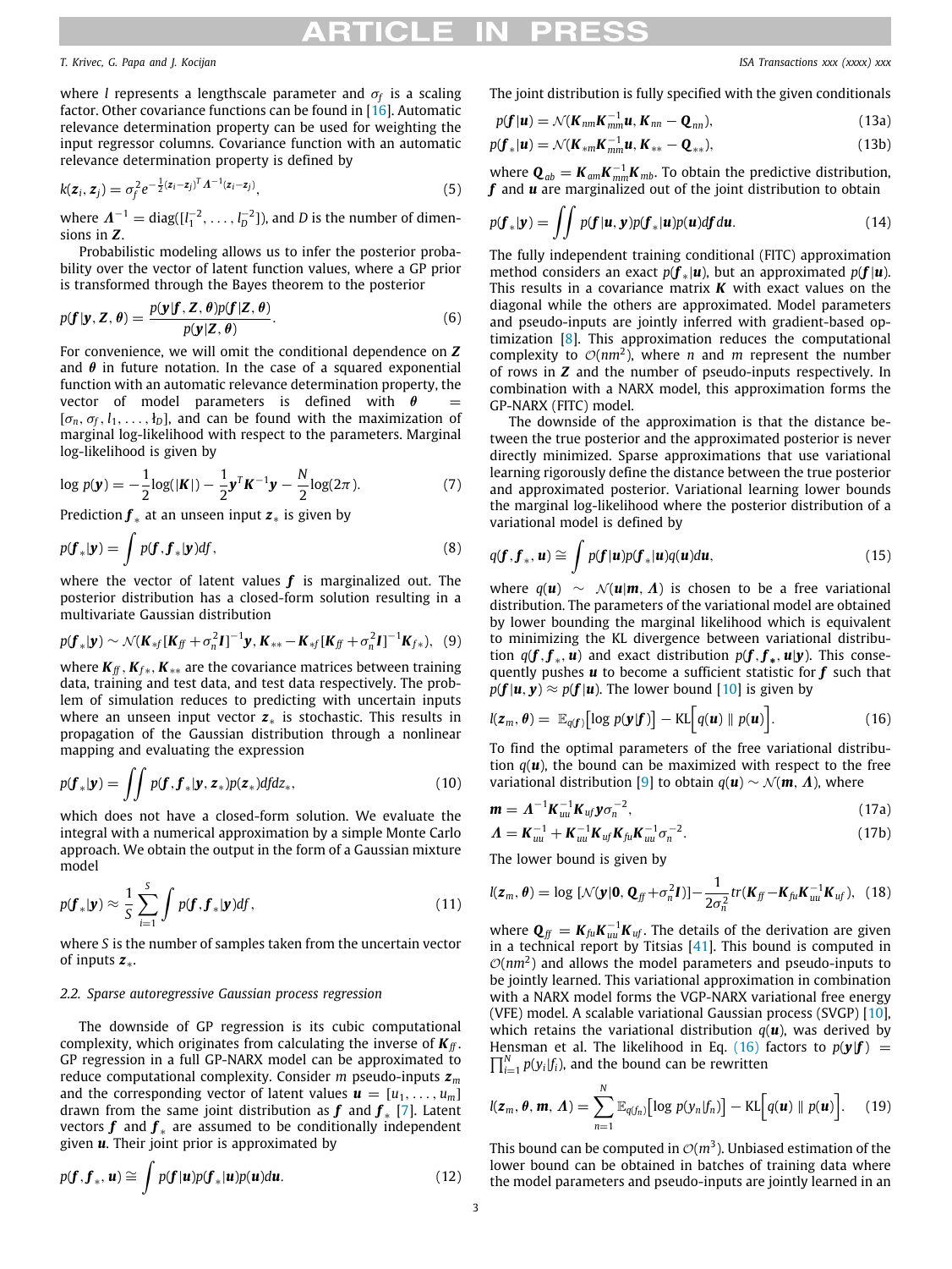where $l$ represents a lengthscale parameter and $\sigma_f$ is a scaling factor. Other covariance functions can be found in [16]. Automatic relevance determination property can be used for weighting the input regressor columns. Covariance function with an automatic relevance determination property is defined by

$$k(\boldsymbol{z}_i, \boldsymbol{z}_j) = \sigma_f^2 e^{-\frac{1}{2}(\boldsymbol{z}_i - \boldsymbol{z}_j)^T \boldsymbol{\Lambda}^{-1}(\boldsymbol{z}_i - \boldsymbol{z}_j)}, \tag{5}$$

where $\boldsymbol{\Lambda}^{-1} = \text{diag}([l_1^{-2}, \ldots, l_D^{-2}])$, and $D$ is the number of dimensions in $\boldsymbol{Z}$.

Probabilistic modeling allows us to infer the posterior probability over the vector of latent function values, where a GP prior is transformed through the Bayes theorem to the posterior

$$p(\boldsymbol{f}|\boldsymbol{y}, \boldsymbol{Z}, \boldsymbol{\theta}) = \frac{p(\boldsymbol{y}|\boldsymbol{f}, \boldsymbol{Z}, \boldsymbol{\theta})p(\boldsymbol{f}|\boldsymbol{Z}, \boldsymbol{\theta})}{p(\boldsymbol{y}|\boldsymbol{Z}, \boldsymbol{\theta})}. \tag{6}$$

For convenience, we will omit the conditional dependence on $\boldsymbol{Z}$ and $\boldsymbol{\theta}$ in future notation. In the case of a squared exponential function with an automatic relevance determination property, the vector of model parameters is defined with $\boldsymbol{\theta} = [\sigma_n, \sigma_f, l_1, \ldots, l_D]$, and can be found with the maximization of marginal log-likelihood with respect to the parameters. Marginal log-likelihood is given by

$$\log\, p(\boldsymbol{y}) = -\frac{1}{2}\log(|\boldsymbol{K}|) - \frac{1}{2}\boldsymbol{y}^T\boldsymbol{K}^{-1}\boldsymbol{y} - \frac{N}{2}\log(2\pi). \tag{7}$$

Prediction $\boldsymbol{f}_*$ at an unseen input $\boldsymbol{z}_*$ is given by

$$p(\boldsymbol{f}_*|\boldsymbol{y}) = \int p(\boldsymbol{f}, \boldsymbol{f}_*|\boldsymbol{y})d\boldsymbol{f}, \tag{8}$$

where the vector of latent values $\boldsymbol{f}$ is marginalized out. The posterior distribution has a closed-form solution resulting in a multivariate Gaussian distribution

$$p(\boldsymbol{f}_*|\boldsymbol{y}) \sim \mathcal{N}(\boldsymbol{K}_{*f}[\boldsymbol{K}_{ff} + \sigma_n^2\boldsymbol{I}]^{-1}\boldsymbol{y}, \boldsymbol{K}_{**} - \boldsymbol{K}_{*f}[\boldsymbol{K}_{ff} + \sigma_n^2\boldsymbol{I}]^{-1}\boldsymbol{K}_{f*}), \tag{9}$$

where $\boldsymbol{K}_{ff}, \boldsymbol{K}_{f*}, \boldsymbol{K}_{**}$ are the covariance matrices between training data, training and test data, and test data respectively. The problem of simulation reduces to predicting with uncertain inputs where an unseen input vector $\boldsymbol{z}_*$ is stochastic. This results in propagation of the Gaussian distribution through a nonlinear mapping and evaluating the expression

$$p(\boldsymbol{f}_*|\boldsymbol{y}) = \iint p(\boldsymbol{f}, \boldsymbol{f}_*|\boldsymbol{y}, \boldsymbol{z}_*)p(\boldsymbol{z}_*)d\boldsymbol{f}d\boldsymbol{z}_*, \tag{10}$$

which does not have a closed-form solution. We evaluate the integral with a numerical approximation by a simple Monte Carlo approach. We obtain the output in the form of a Gaussian mixture model

$$p(\boldsymbol{f}_*|\boldsymbol{y}) \approx \frac{1}{S}\sum_{i=1}^{S}\int p(\boldsymbol{f}, \boldsymbol{f}_*|\boldsymbol{y})d\boldsymbol{f}, \tag{11}$$

where $S$ is the number of samples taken from the uncertain vector of inputs $\boldsymbol{z}_*$.

### 2.2. Sparse autoregressive Gaussian process regression

The downside of GP regression is its cubic computational complexity, which originates from calculating the inverse of $\boldsymbol{K}_{ff}$. GP regression in a full GP-NARX model can be approximated to reduce computational complexity. Consider $m$ pseudo-inputs $\boldsymbol{z}_m$ and the corresponding vector of latent values $\boldsymbol{u} = [u_1, \ldots, u_m]$ drawn from the same joint distribution as $\boldsymbol{f}$ and $\boldsymbol{f}_*$ [7]. Latent vectors $\boldsymbol{f}$ and $\boldsymbol{f}_*$ are assumed to be conditionally independent given $\boldsymbol{u}$. Their joint prior is approximated by

$$p(\boldsymbol{f}, \boldsymbol{f}_*, \boldsymbol{u}) \cong \int p(\boldsymbol{f}|\boldsymbol{u})p(\boldsymbol{f}_*|\boldsymbol{u})p(\boldsymbol{u})d\boldsymbol{u}. \tag{12}$$

The joint distribution is fully specified with the given conditionals

$$p(\boldsymbol{f}|\boldsymbol{u}) = \mathcal{N}(\boldsymbol{K}_{nm}\boldsymbol{K}_{mm}^{-1}\boldsymbol{u}, \boldsymbol{K}_{nn} - \boldsymbol{Q}_{nn}), \tag{13a}$$

$$p(\boldsymbol{f}_*|\boldsymbol{u}) = \mathcal{N}(\boldsymbol{K}_{*m}\boldsymbol{K}_{mm}^{-1}\boldsymbol{u}, \boldsymbol{K}_{**} - \boldsymbol{Q}_{**}), \tag{13b}$$

where $\boldsymbol{Q}_{ab} = \boldsymbol{K}_{am}\boldsymbol{K}_{mm}^{-1}\boldsymbol{K}_{mb}$. To obtain the predictive distribution, $\boldsymbol{f}$ and $\boldsymbol{u}$ are marginalized out of the joint distribution to obtain

$$p(\boldsymbol{f}_*|\boldsymbol{y}) = \iint p(\boldsymbol{f}|\boldsymbol{u}, \boldsymbol{y})p(\boldsymbol{f}_*|\boldsymbol{u})p(\boldsymbol{u})d\boldsymbol{f}\,d\boldsymbol{u}. \tag{14}$$

The fully independent training conditional (FITC) approximation method considers an exact $p(\boldsymbol{f}_*|\boldsymbol{u})$, but an approximated $p(\boldsymbol{f}|\boldsymbol{u})$. This results in a covariance matrix $\boldsymbol{K}$ with exact values on the diagonal while the others are approximated. Model parameters and pseudo-inputs are jointly inferred with gradient-based optimization [8]. This approximation reduces the computational complexity to $\mathcal{O}(nm^2)$, where $n$ and $m$ represent the number of rows in $\boldsymbol{Z}$ and the number of pseudo-inputs respectively. In combination with a NARX model, this approximation forms the GP-NARX (FITC) model.

The downside of the approximation is that the distance between the true posterior and the approximated posterior is never directly minimized. Sparse approximations that use variational learning rigorously define the distance between the true posterior and approximated posterior. Variational learning lower bounds the marginal log-likelihood where the posterior distribution of a variational model is defined by

$$q(\boldsymbol{f}, \boldsymbol{f}_*, \boldsymbol{u}) \cong \int p(\boldsymbol{f}|\boldsymbol{u})p(\boldsymbol{f}_*|\boldsymbol{u})q(\boldsymbol{u})d\boldsymbol{u}, \tag{15}$$

where $q(\boldsymbol{u}) \sim \mathcal{N}(\boldsymbol{u}|\boldsymbol{m}, \boldsymbol{\Lambda})$ is chosen to be a free variational distribution. The parameters of the variational model are obtained by lower bounding the marginal likelihood which is equivalent to minimizing the KL divergence between variational distribution $q(\boldsymbol{f}, \boldsymbol{f}_*, \boldsymbol{u})$ and exact distribution $p(\boldsymbol{f}, \boldsymbol{f}_*, \boldsymbol{u}|\boldsymbol{y})$. This consequently pushes $\boldsymbol{u}$ to become a sufficient statistic for $\boldsymbol{f}$ such that $p(\boldsymbol{f}|\boldsymbol{u}, \boldsymbol{y}) \approx p(\boldsymbol{f}|\boldsymbol{u})$. The lower bound [10] is given by

$$l(\boldsymbol{z}_m, \boldsymbol{\theta}) = \mathbb{E}_{q(\boldsymbol{f})}\big[\log\, p(\boldsymbol{y}|\boldsymbol{f})\big] - \text{KL}\Big[q(\boldsymbol{u}) \parallel p(\boldsymbol{u})\Big]. \tag{16}$$

To find the optimal parameters of the free variational distribution $q(\boldsymbol{u})$, the bound can be maximized with respect to the free variational distribution [9] to obtain $q(\boldsymbol{u}) \sim \mathcal{N}(\boldsymbol{m}, \boldsymbol{\Lambda})$, where

$$\boldsymbol{m} = \boldsymbol{\Lambda}^{-1}\boldsymbol{K}_{uu}^{-1}\boldsymbol{K}_{uf}\boldsymbol{y}\sigma_n^{-2}, \tag{17a}$$

$$\boldsymbol{\Lambda} = \boldsymbol{K}_{uu}^{-1} + \boldsymbol{K}_{uu}^{-1}\boldsymbol{K}_{uf}\boldsymbol{K}_{fu}\boldsymbol{K}_{uu}^{-1}\sigma_n^{-2}. \tag{17b}$$

The lower bound is given by

$$l(\boldsymbol{z}_m, \boldsymbol{\theta}) = \log\,[\mathcal{N}(\boldsymbol{y}|\boldsymbol{0}, \boldsymbol{Q}_{ff} + \sigma_n^2\boldsymbol{I})] - \frac{1}{2\sigma_n^2}tr(\boldsymbol{K}_{ff} - \boldsymbol{K}_{fu}\boldsymbol{K}_{uu}^{-1}\boldsymbol{K}_{uf}), \tag{18}$$

where $\boldsymbol{Q}_{ff} = \boldsymbol{K}_{fu}\boldsymbol{K}_{uu}^{-1}\boldsymbol{K}_{uf}$. The details of the derivation are given in a technical report by Titsias [41]. This bound is computed in $\mathcal{O}(nm^2)$ and allows the model parameters and pseudo-inputs to be jointly learned. This variational approximation in combination with a NARX model forms the VGP-NARX variational free energy (VFE) model. A scalable variational Gaussian process (SVGP) [10], which retains the variational distribution $q(\boldsymbol{u})$, was derived by Hensman et al. The likelihood in Eq. (16) factors to $p(\boldsymbol{y}|\boldsymbol{f}) = \prod_{i=1}^{N} p(y_i|f_i)$, and the bound can be rewritten

$$l(\boldsymbol{z}_m, \boldsymbol{\theta}, \boldsymbol{m}, \boldsymbol{\Lambda}) = \sum_{n=1}^{N}\mathbb{E}_{q(f_n)}\big[\log\, p(y_n|f_n)\big] - \text{KL}\Big[q(\boldsymbol{u}) \parallel p(\boldsymbol{u})\Big]. \tag{19}$$

This bound can be computed in $\mathcal{O}(m^3)$. Unbiased estimation of the lower bound can be obtained in batches of training data where the model parameters and pseudo-inputs are jointly learned in an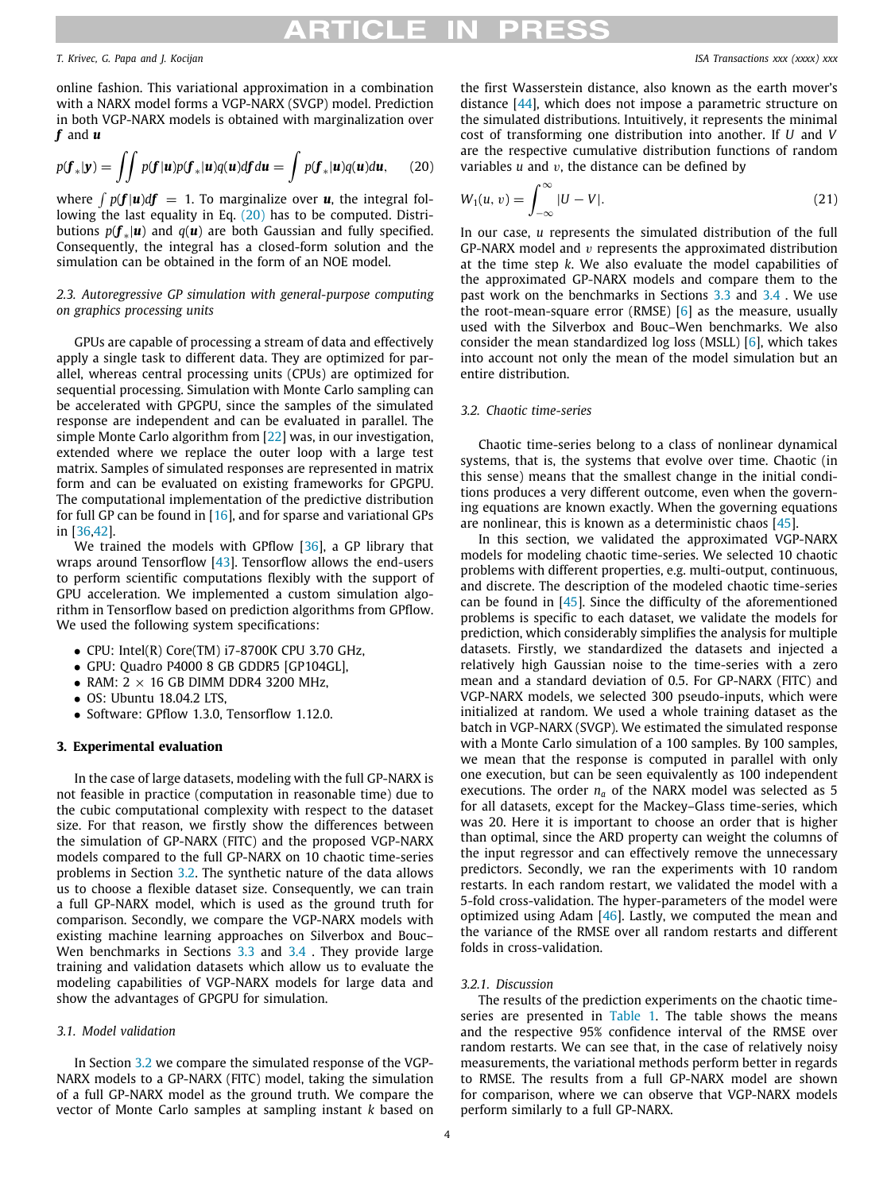online fashion. This variational approximation in a combination with a NARX model forms a VGP-NARX (SVGP) model. Prediction in both VGP-NARX models is obtained with marginalization over $\boldsymbol{f}$ and $\boldsymbol{u}$

$$p(\boldsymbol{f}_*|\boldsymbol{y}) = \iint p(\boldsymbol{f}|\boldsymbol{u})p(\boldsymbol{f}_*|\boldsymbol{u})q(\boldsymbol{u})d\boldsymbol{f}\,d\boldsymbol{u} = \int p(\boldsymbol{f}_*|\boldsymbol{u})q(\boldsymbol{u})d\boldsymbol{u}, \quad (20)$$

where $\int p(\boldsymbol{f}|\boldsymbol{u})d\boldsymbol{f} = 1$. To marginalize over $\boldsymbol{u}$, the integral following the last equality in Eq. (20) has to be computed. Distributions $p(\boldsymbol{f}_*|\boldsymbol{u})$ and $q(\boldsymbol{u})$ are both Gaussian and fully specified. Consequently, the integral has a closed-form solution and the simulation can be obtained in the form of an NOE model.

### 2.3. Autoregressive GP simulation with general-purpose computing on graphics processing units

GPUs are capable of processing a stream of data and effectively apply a single task to different data. They are optimized for parallel, whereas central processing units (CPUs) are optimized for sequential processing. Simulation with Monte Carlo sampling can be accelerated with GPGPU, since the samples of the simulated response are independent and can be evaluated in parallel. The simple Monte Carlo algorithm from [22] was, in our investigation, extended where we replace the outer loop with a large test matrix. Samples of simulated responses are represented in matrix form and can be evaluated on existing frameworks for GPGPU. The computational implementation of the predictive distribution for full GP can be found in [16], and for sparse and variational GPs in [36,42].

We trained the models with GPflow [36], a GP library that wraps around Tensorflow [43]. Tensorflow allows the end-users to perform scientific computations flexibly with the support of GPU acceleration. We implemented a custom simulation algorithm in Tensorflow based on prediction algorithms from GPflow. We used the following system specifications:

- CPU: Intel(R) Core(TM) i7-8700K CPU 3.70 GHz,
- GPU: Quadro P4000 8 GB GDDR5 [GP104GL],
- RAM: 2 × 16 GB DIMM DDR4 3200 MHz,
- OS: Ubuntu 18.04.2 LTS,
- Software: GPflow 1.3.0, Tensorflow 1.12.0.

## 3. Experimental evaluation

In the case of large datasets, modeling with the full GP-NARX is not feasible in practice (computation in reasonable time) due to the cubic computational complexity with respect to the dataset size. For that reason, we firstly show the differences between the simulation of GP-NARX (FITC) and the proposed VGP-NARX models compared to the full GP-NARX on 10 chaotic time-series problems in Section 3.2. The synthetic nature of the data allows us to choose a flexible dataset size. Consequently, we can train a full GP-NARX model, which is used as the ground truth for comparison. Secondly, we compare the VGP-NARX models with existing machine learning approaches on Silverbox and Bouc–Wen benchmarks in Sections 3.3 and 3.4 . They provide large training and validation datasets which allow us to evaluate the modeling capabilities of VGP-NARX models for large data and show the advantages of GPGPU for simulation.

### 3.1. Model validation

In Section 3.2 we compare the simulated response of the VGP-NARX models to a GP-NARX (FITC) model, taking the simulation of a full GP-NARX model as the ground truth. We compare the vector of Monte Carlo samples at sampling instant $k$ based on the first Wasserstein distance, also known as the earth mover's distance [44], which does not impose a parametric structure on the simulated distributions. Intuitively, it represents the minimal cost of transforming one distribution into another. If $U$ and $V$ are the respective cumulative distribution functions of random variables $u$ and $v$, the distance can be defined by

$$W_1(u, v) = \int_{-\infty}^{\infty} |U - V|. \quad (21)$$

In our case, $u$ represents the simulated distribution of the full GP-NARX model and $v$ represents the approximated distribution at the time step $k$. We also evaluate the model capabilities of the approximated GP-NARX models and compare them to the past work on the benchmarks in Sections 3.3 and 3.4 . We use the root-mean-square error (RMSE) [6] as the measure, usually used with the Silverbox and Bouc–Wen benchmarks. We also consider the mean standardized log loss (MSLL) [6], which takes into account not only the mean of the model simulation but an entire distribution.

### 3.2. Chaotic time-series

Chaotic time-series belong to a class of nonlinear dynamical systems, that is, the systems that evolve over time. Chaotic (in this sense) means that the smallest change in the initial conditions produces a very different outcome, even when the governing equations are known exactly. When the governing equations are nonlinear, this is known as a deterministic chaos [45].

In this section, we validated the approximated VGP-NARX models for modeling chaotic time-series. We selected 10 chaotic problems with different properties, e.g. multi-output, continuous, and discrete. The description of the modeled chaotic time-series can be found in [45]. Since the difficulty of the aforementioned problems is specific to each dataset, we validate the models for prediction, which considerably simplifies the analysis for multiple datasets. Firstly, we standardized the datasets and injected a relatively high Gaussian noise to the time-series with a zero mean and a standard deviation of 0.5. For GP-NARX (FITC) and VGP-NARX models, we selected 300 pseudo-inputs, which were initialized at random. We used a whole training dataset as the batch in VGP-NARX (SVGP). We estimated the simulated response with a Monte Carlo simulation of a 100 samples. By 100 samples, we mean that the response is computed in parallel with only one execution, but can be seen equivalently as 100 independent executions. The order $n_a$ of the NARX model was selected as 5 for all datasets, except for the Mackey–Glass time-series, which was 20. Here it is important to choose an order that is higher than optimal, since the ARD property can weight the columns of the input regressor and can effectively remove the unnecessary predictors. Secondly, we ran the experiments with 10 random restarts. In each random restart, we validated the model with a 5-fold cross-validation. The hyper-parameters of the model were optimized using Adam [46]. Lastly, we computed the mean and the variance of the RMSE over all random restarts and different folds in cross-validation.

#### 3.2.1. Discussion

The results of the prediction experiments on the chaotic time-series are presented in Table 1. The table shows the means and the respective 95% confidence interval of the RMSE over random restarts. We can see that, in the case of relatively noisy measurements, the variational methods perform better in regards to RMSE. The results from a full GP-NARX model are shown for comparison, where we can observe that VGP-NARX models perform similarly to a full GP-NARX.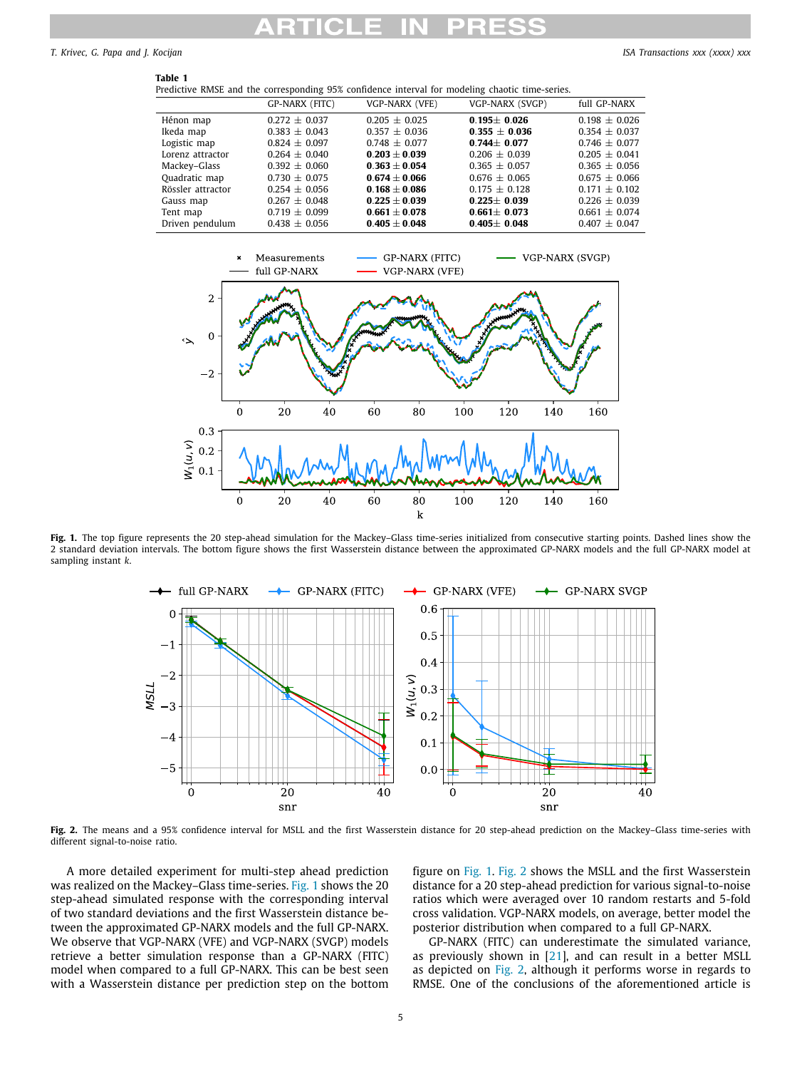**Table 1**
Predictive RMSE and the corresponding 95% confidence interval for modeling chaotic time-series.

| | GP-NARX (FITC) | VGP-NARX (VFE) | VGP-NARX (SVGP) | full GP-NARX |
|---|---|---|---|---|
| Hénon map | 0.272 ± 0.037 | 0.205 ± 0.025 | **0.195± 0.026** | 0.198 ± 0.026 |
| Ikeda map | 0.383 ± 0.043 | 0.357 ± 0.036 | **0.355 ± 0.036** | 0.354 ± 0.037 |
| Logistic map | 0.824 ± 0.097 | 0.748 ± 0.077 | **0.744± 0.077** | 0.746 ± 0.077 |
| Lorenz attractor | 0.264 ± 0.040 | **0.203 ± 0.039** | 0.206 ± 0.039 | 0.205 ± 0.041 |
| Mackey–Glass | 0.392 ± 0.060 | **0.363 ± 0.054** | 0.365 ± 0.057 | 0.365 ± 0.056 |
| Quadratic map | 0.730 ± 0.075 | **0.674 ± 0.066** | 0.676 ± 0.065 | 0.675 ± 0.066 |
| Rössler attractor | 0.254 ± 0.056 | **0.168 ± 0.086** | 0.175 ± 0.128 | 0.171 ± 0.102 |
| Gauss map | 0.267 ± 0.048 | **0.225 ± 0.039** | **0.225± 0.039** | 0.226 ± 0.039 |
| Tent map | 0.719 ± 0.099 | **0.661 ± 0.078** | **0.661± 0.073** | 0.661 ± 0.074 |
| Driven pendulum | 0.438 ± 0.056 | **0.405 ± 0.048** | **0.405± 0.048** | 0.407 ± 0.047 |

**Fig. 1.** The top figure represents the 20 step-ahead simulation for the Mackey–Glass time-series initialized from consecutive starting points. Dashed lines show the 2 standard deviation intervals. The bottom figure shows the first Wasserstein distance between the approximated GP-NARX models and the full GP-NARX model at sampling instant $k$.

**Fig. 2.** The means and a 95% confidence interval for MSLL and the first Wasserstein distance for 20 step-ahead prediction on the Mackey–Glass time-series with different signal-to-noise ratio.

A more detailed experiment for multi-step ahead prediction was realized on the Mackey–Glass time-series. Fig. 1 shows the 20 step-ahead simulated response with the corresponding interval of two standard deviations and the first Wasserstein distance between the approximated GP-NARX models and the full GP-NARX. We observe that VGP-NARX (VFE) and VGP-NARX (SVGP) models retrieve a better simulation response than a GP-NARX (FITC) model when compared to a full GP-NARX. This can be best seen with a Wasserstein distance per prediction step on the bottom figure on Fig. 1. Fig. 2 shows the MSLL and the first Wasserstein distance for a 20 step-ahead prediction for various signal-to-noise ratios which were averaged over 10 random restarts and 5-fold cross validation. VGP-NARX models, on average, better model the posterior distribution when compared to a full GP-NARX.

GP-NARX (FITC) can underestimate the simulated variance, as previously shown in [21], and can result in a better MSLL as depicted on Fig. 2, although it performs worse in regards to RMSE. One of the conclusions of the aforementioned article is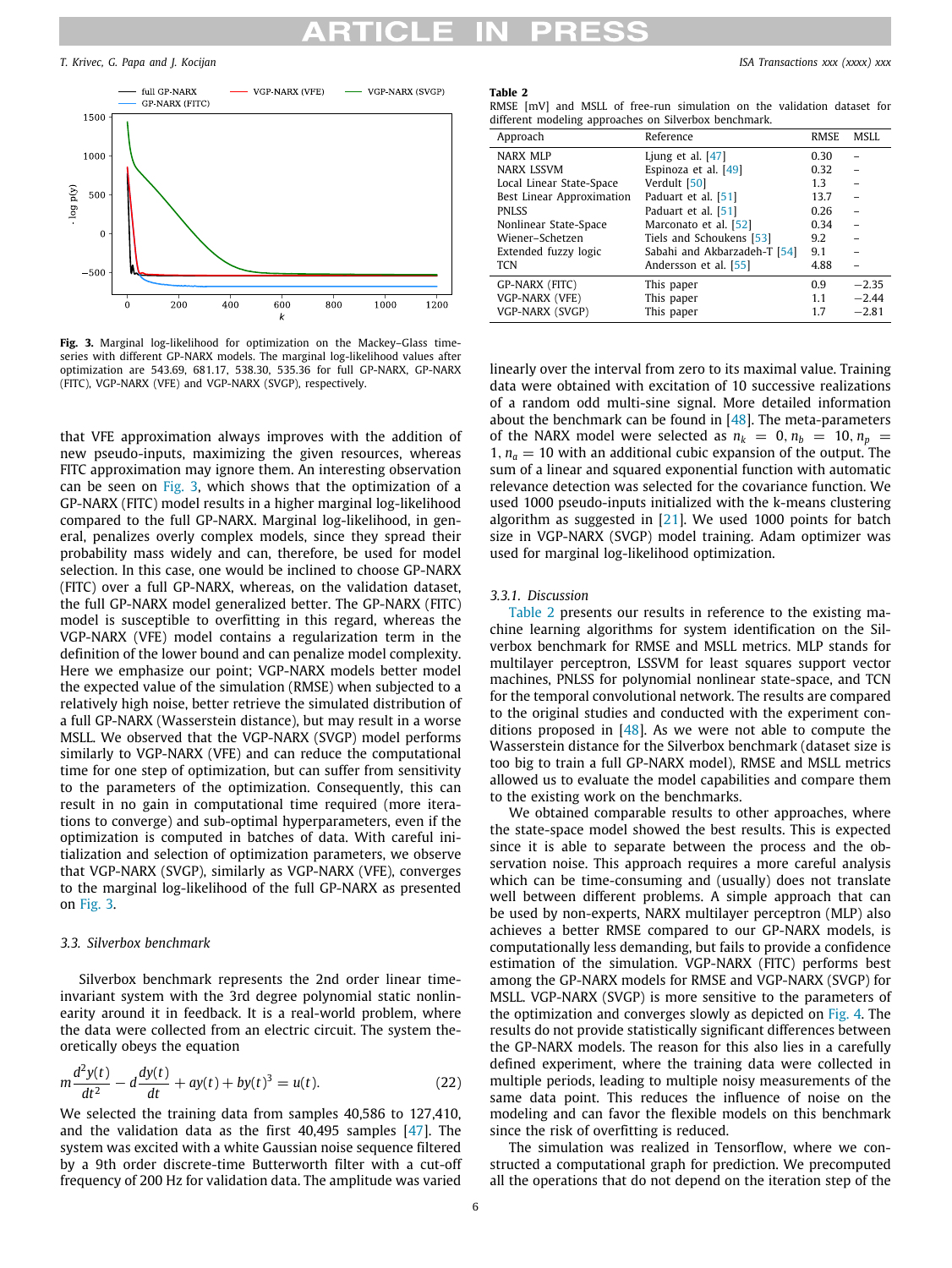**Fig. 3.** Marginal log-likelihood for optimization on the Mackey–Glass time-series with different GP-NARX models. The marginal log-likelihood values after optimization are 543.69, 681.17, 538.30, 535.36 for full GP-NARX, GP-NARX (FITC), VGP-NARX (VFE) and VGP-NARX (SVGP), respectively.

that VFE approximation always improves with the addition of new pseudo-inputs, maximizing the given resources, whereas FITC approximation may ignore them. An interesting observation can be seen on Fig. 3, which shows that the optimization of a GP-NARX (FITC) model results in a higher marginal log-likelihood compared to the full GP-NARX. Marginal log-likelihood, in general, penalizes overly complex models, since they spread their probability mass widely and can, therefore, be used for model selection. In this case, one would be inclined to choose GP-NARX (FITC) over a full GP-NARX, whereas, on the validation dataset, the full GP-NARX model generalized better. The GP-NARX (FITC) model is susceptible to overfitting in this regard, whereas the VGP-NARX (VFE) model contains a regularization term in the definition of the lower bound and can penalize model complexity. Here we emphasize our point; VGP-NARX models better model the expected value of the simulation (RMSE) when subjected to a relatively high noise, better retrieve the simulated distribution of a full GP-NARX (Wasserstein distance), but may result in a worse MSLL. We observed that the VGP-NARX (SVGP) model performs similarly to VGP-NARX (VFE) and can reduce the computational time for one step of optimization, but can suffer from sensitivity to the parameters of the optimization. Consequently, this can result in no gain in computational time required (more iterations to converge) and sub-optimal hyperparameters, even if the optimization is computed in batches of data. With careful initialization and selection of optimization parameters, we observe that VGP-NARX (SVGP), similarly as VGP-NARX (VFE), converges to the marginal log-likelihood of the full GP-NARX as presented on Fig. 3.

### 3.3. Silverbox benchmark

Silverbox benchmark represents the 2nd order linear time-invariant system with the 3rd degree polynomial static nonlinearity around it in feedback. It is a real-world problem, where the data were collected from an electric circuit. The system theoretically obeys the equation

$$m\frac{d^2y(t)}{dt^2} - d\frac{dy(t)}{dt} + ay(t) + by(t)^3 = u(t). \tag{22}$$

We selected the training data from samples 40,586 to 127,410, and the validation data as the first 40,495 samples [47]. The system was excited with a white Gaussian noise sequence filtered by a 9th order discrete-time Butterworth filter with a cut-off frequency of 200 Hz for validation data. The amplitude was varied linearly over the interval from zero to its maximal value. Training data were obtained with excitation of 10 successive realizations of a random odd multi-sine signal. More detailed information about the benchmark can be found in [48]. The meta-parameters of the NARX model were selected as $n_k = 0, n_b = 10, n_p = 1, n_a = 10$ with an additional cubic expansion of the output. The sum of a linear and squared exponential function with automatic relevance detection was selected for the covariance function. We used 1000 pseudo-inputs initialized with the k-means clustering algorithm as suggested in [21]. We used 1000 points for batch size in VGP-NARX (SVGP) model training. Adam optimizer was used for marginal log-likelihood optimization.

**Table 2**
RMSE [mV] and MSLL of free-run simulation on the validation dataset for different modeling approaches on Silverbox benchmark.

| Approach | Reference | RMSE | MSLL |
|---|---|---|---|
| NARX MLP | Ljung et al. [47] | 0.30 | – |
| NARX LSSVM | Espinoza et al. [49] | 0.32 | – |
| Local Linear State-Space | Verdult [50] | 1.3 | – |
| Best Linear Approximation | Paduart et al. [51] | 13.7 | – |
| PNLSS | Paduart et al. [51] | 0.26 | – |
| Nonlinear State-Space | Marconato et al. [52] | 0.34 | – |
| Wiener–Schetzen | Tiels and Schoukens [53] | 9.2 | – |
| Extended fuzzy logic | Sabahi and Akbarzadeh-T [54] | 9.1 | – |
| TCN | Andersson et al. [55] | 4.88 | – |
| GP-NARX (FITC) | This paper | 0.9 | −2.35 |
| VGP-NARX (VFE) | This paper | 1.1 | −2.44 |
| VGP-NARX (SVGP) | This paper | 1.7 | −2.81 |

#### 3.3.1. Discussion

Table 2 presents our results in reference to the existing machine learning algorithms for system identification on the Silverbox benchmark for RMSE and MSLL metrics. MLP stands for multilayer perceptron, LSSVM for least squares support vector machines, PNLSS for polynomial nonlinear state-space, and TCN for the temporal convolutional network. The results are compared to the original studies and conducted with the experiment conditions proposed in [48]. As we were not able to compute the Wasserstein distance for the Silverbox benchmark (dataset size is too big to train a full GP-NARX model), RMSE and MSLL metrics allowed us to evaluate the model capabilities and compare them to the existing work on the benchmarks.

We obtained comparable results to other approaches, where the state-space model showed the best results. This is expected since it is able to separate between the process and the observation noise. This approach requires a more careful analysis which can be time-consuming and (usually) does not translate well between different problems. A simple approach that can be used by non-experts, NARX multilayer perceptron (MLP) also achieves a better RMSE compared to our GP-NARX models, is computationally less demanding, but fails to provide a confidence estimation of the simulation. VGP-NARX (FITC) performs best among the GP-NARX models for RMSE and VGP-NARX (SVGP) for MSLL. VGP-NARX (SVGP) is more sensitive to the parameters of the optimization and converges slowly as depicted on Fig. 4. The results do not provide statistically significant differences between the GP-NARX models. The reason for this also lies in a carefully defined experiment, where the training data were collected in multiple periods, leading to multiple noisy measurements of the same data point. This reduces the influence of noise on the modeling and can favor the flexible models on this benchmark since the risk of overfitting is reduced.

The simulation was realized in Tensorflow, where we constructed a computational graph for prediction. We precomputed all the operations that do not depend on the iteration step of the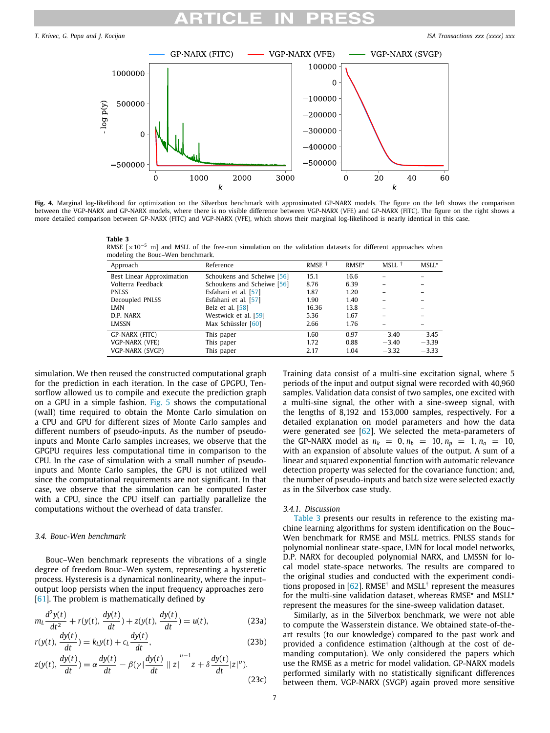**Fig. 4.** Marginal log-likelihood for optimization on the Silverbox benchmark with approximated GP-NARX models. The figure on the left shows the comparison between the VGP-NARX and GP-NARX models, where there is no visible difference between VGP-NARX (VFE) and GP-NARX (FITC). The figure on the right shows a more detailed comparison between GP-NARX (FITC) and VGP-NARX (VFE), which shows their marginal log-likelihood is nearly identical in this case.

**Table 3**
RMSE [$\times 10^{-5}$ m] and MSLL of the free-run simulation on the validation datasets for different approaches when modeling the Bouc–Wen benchmark.

| Approach | Reference | RMSE † | RMSE* | MSLL † | MSLL* |
|---|---|---|---|---|---|
| Best Linear Approximation | Schoukens and Scheiwe [56] | 15.1 | 16.6 | – | – |
| Volterra Feedback | Schoukens and Scheiwe [56] | 8.76 | 6.39 | – | – |
| PNLSS | Esfahani et al. [57] | 1.87 | 1.20 | – | – |
| Decoupled PNLSS | Esfahani et al. [57] | 1.90 | 1.40 | – | – |
| LMN | Belz et al. [58] | 16.36 | 13.8 | – | – |
| D.P. NARX | Westwick et al. [59] | 5.36 | 1.67 | – | – |
| LMSSN | Max Schüssler [60] | 2.66 | 1.76 | – | – |
| GP-NARX (FITC) | This paper | 1.60 | 0.97 | −3.40 | −3.45 |
| VGP-NARX (VFE) | This paper | 1.72 | 0.88 | −3.40 | −3.39 |
| VGP-NARX (SVGP) | This paper | 2.17 | 1.04 | −3.32 | −3.33 |

simulation. We then reused the constructed computational graph for the prediction in each iteration. In the case of GPGPU, Tensorflow allowed us to compile and execute the prediction graph on a GPU in a simple fashion. Fig. 5 shows the computational (wall) time required to obtain the Monte Carlo simulation on a CPU and GPU for different sizes of Monte Carlo samples and different numbers of pseudo-inputs. As the number of pseudo-inputs and Monte Carlo samples increases, we observe that the GPGPU requires less computational time in comparison to the CPU. In the case of simulation with a small number of pseudo-inputs and Monte Carlo samples, the GPU is not utilized well since the computational requirements are not significant. In that case, we observe that the simulation can be computed faster with a CPU, since the CPU itself can partially parallelize the computations without the overhead of data transfer.

### 3.4. Bouc-Wen benchmark

Bouc–Wen benchmark represents the vibrations of a single degree of freedom Bouc–Wen system, representing a hysteretic process. Hysteresis is a dynamical nonlinearity, where the input–output loop persists when the input frequency approaches zero [61]. The problem is mathematically defined by

$$m_L \frac{d^2y(t)}{dt^2} + r(y(t), \frac{dy(t)}{dt}) + z(y(t), \frac{dy(t)}{dt}) = u(t), \tag{23a}$$

$$r(y(t), \frac{dy(t)}{dt}) = k_L y(t) + c_L \frac{dy(t)}{dt}, \tag{23b}$$

$$z(y(t), \frac{dy(t)}{dt}) = \alpha \frac{dy(t)}{dt} - \beta(\gamma |\frac{dy(t)}{dt} \parallel z|^{\nu - 1} z + \delta \frac{dy(t)}{dt} |z|^{\nu}). \tag{23c}$$

Training data consist of a multi-sine excitation signal, where 5 periods of the input and output signal were recorded with 40,960 samples. Validation data consist of two samples, one excited with a multi-sine signal, the other with a sine-sweep signal, with the lengths of 8,192 and 153,000 samples, respectively. For a detailed explanation on model parameters and how the data were generated see [62]. We selected the meta-parameters of the GP-NARX model as $n_k = 0, n_b = 10, n_p = 1, n_a = 10$, with an expansion of absolute values of the output. A sum of a linear and squared exponential function with automatic relevance detection property was selected for the covariance function; and, the number of pseudo-inputs and batch size were selected exactly as in the Silverbox case study.

#### 3.4.1. Discussion

Table 3 presents our results in reference to the existing machine learning algorithms for system identification on the Bouc–Wen benchmark for RMSE and MSLL metrics. PNLSS stands for polynomial nonlinear state-space, LMN for local model networks, D.P. NARX for decoupled polynomial NARX, and LMSSN for local model state-space networks. The results are compared to the original studies and conducted with the experiment conditions proposed in [62]. RMSE† and MSLL† represent the measures for the multi-sine validation dataset, whereas RMSE* and MSLL* represent the measures for the sine-sweep validation dataset.

Similarly, as in the Silverbox benchmark, we were not able to compute the Wasserstein distance. We obtained state-of-the-art results (to our knowledge) compared to the past work and provided a confidence estimation (although at the cost of demanding computation). We only considered the papers which use the RMSE as a metric for model validation. GP-NARX models performed similarly with no statistically significant differences between them. VGP-NARX (SVGP) again proved more sensitive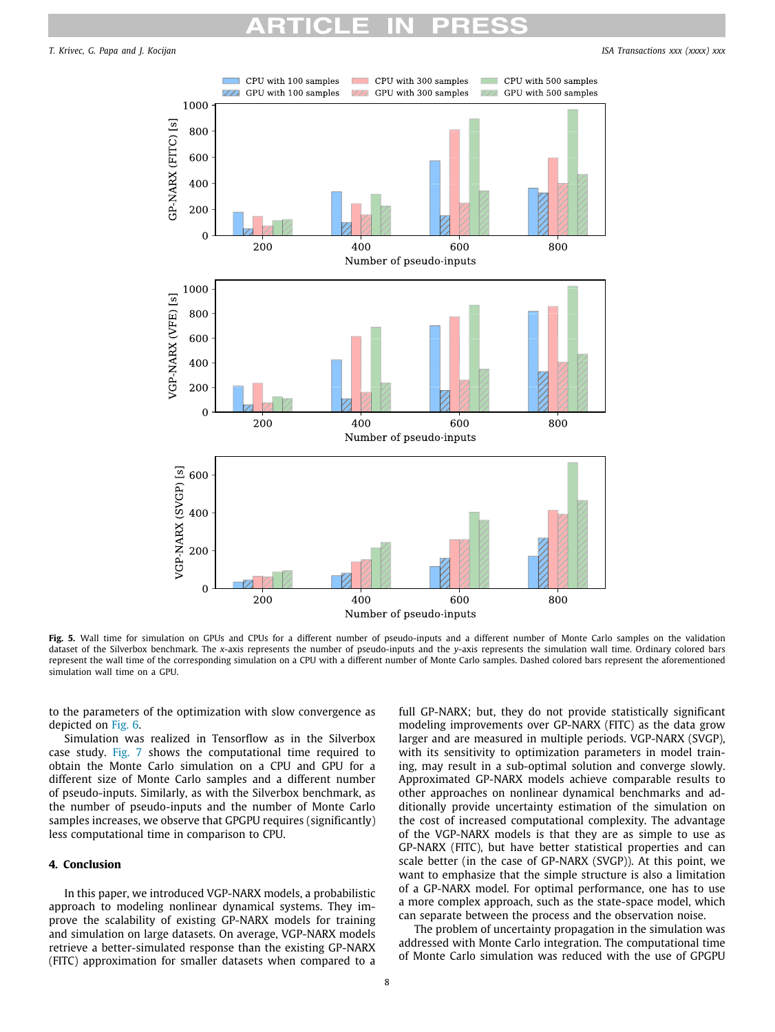**Fig. 5.** Wall time for simulation on GPUs and CPUs for a different number of pseudo-inputs and a different number of Monte Carlo samples on the validation dataset of the Silverbox benchmark. The $x$-axis represents the number of pseudo-inputs and the $y$-axis represents the simulation wall time. Ordinary colored bars represent the wall time of the corresponding simulation on a CPU with a different number of Monte Carlo samples. Dashed colored bars represent the aforementioned simulation wall time on a GPU.

to the parameters of the optimization with slow convergence as depicted on Fig. 6.

Simulation was realized in Tensorflow as in the Silverbox case study. Fig. 7 shows the computational time required to obtain the Monte Carlo simulation on a CPU and GPU for a different size of Monte Carlo samples and a different number of pseudo-inputs. Similarly, as with the Silverbox benchmark, as the number of pseudo-inputs and the number of Monte Carlo samples increases, we observe that GPGPU requires (significantly) less computational time in comparison to CPU.

## 4. Conclusion

In this paper, we introduced VGP-NARX models, a probabilistic approach to modeling nonlinear dynamical systems. They improve the scalability of existing GP-NARX models for training and simulation on large datasets. On average, VGP-NARX models retrieve a better-simulated response than the existing GP-NARX (FITC) approximation for smaller datasets when compared to a full GP-NARX; but, they do not provide statistically significant modeling improvements over GP-NARX (FITC) as the data grow larger and are measured in multiple periods. VGP-NARX (SVGP), with its sensitivity to optimization parameters in model training, may result in a sub-optimal solution and converge slowly. Approximated GP-NARX models achieve comparable results to other approaches on nonlinear dynamical benchmarks and additionally provide uncertainty estimation of the simulation on the cost of increased computational complexity. The advantage of the VGP-NARX models is that they are as simple to use as GP-NARX (FITC), but have better statistical properties and can scale better (in the case of GP-NARX (SVGP)). At this point, we want to emphasize that the simple structure is also a limitation of a GP-NARX model. For optimal performance, one has to use a more complex approach, such as the state-space model, which can separate between the process and the observation noise.

The problem of uncertainty propagation in the simulation was addressed with Monte Carlo integration. The computational time of Monte Carlo simulation was reduced with the use of GPGPU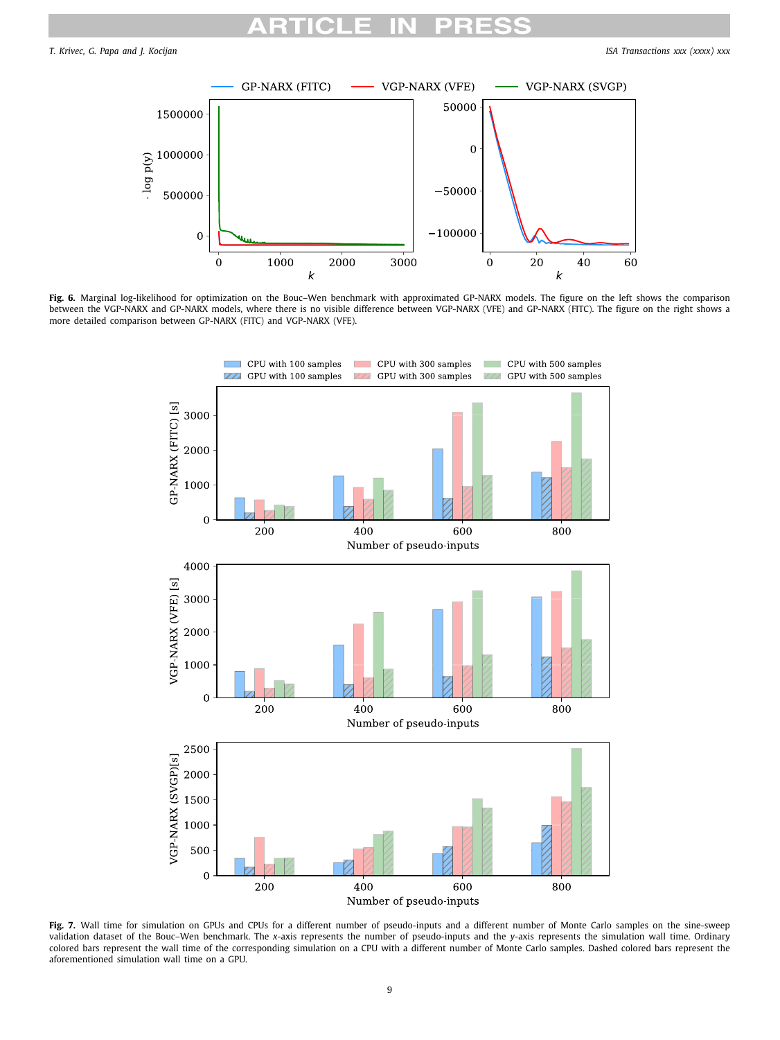**Fig. 6.** Marginal log-likelihood for optimization on the Bouc–Wen benchmark with approximated GP-NARX models. The figure on the left shows the comparison between the VGP-NARX and GP-NARX models, where there is no visible difference between VGP-NARX (VFE) and GP-NARX (FITC). The figure on the right shows a more detailed comparison between GP-NARX (FITC) and VGP-NARX (VFE).

**Fig. 7.** Wall time for simulation on GPUs and CPUs for a different number of pseudo-inputs and a different number of Monte Carlo samples on the sine-sweep validation dataset of the Bouc–Wen benchmark. The *x*-axis represents the number of pseudo-inputs and the *y*-axis represents the simulation wall time. Ordinary colored bars represent the wall time of the corresponding simulation on a CPU with a different number of Monte Carlo samples. Dashed colored bars represent the aforementioned simulation wall time on a GPU.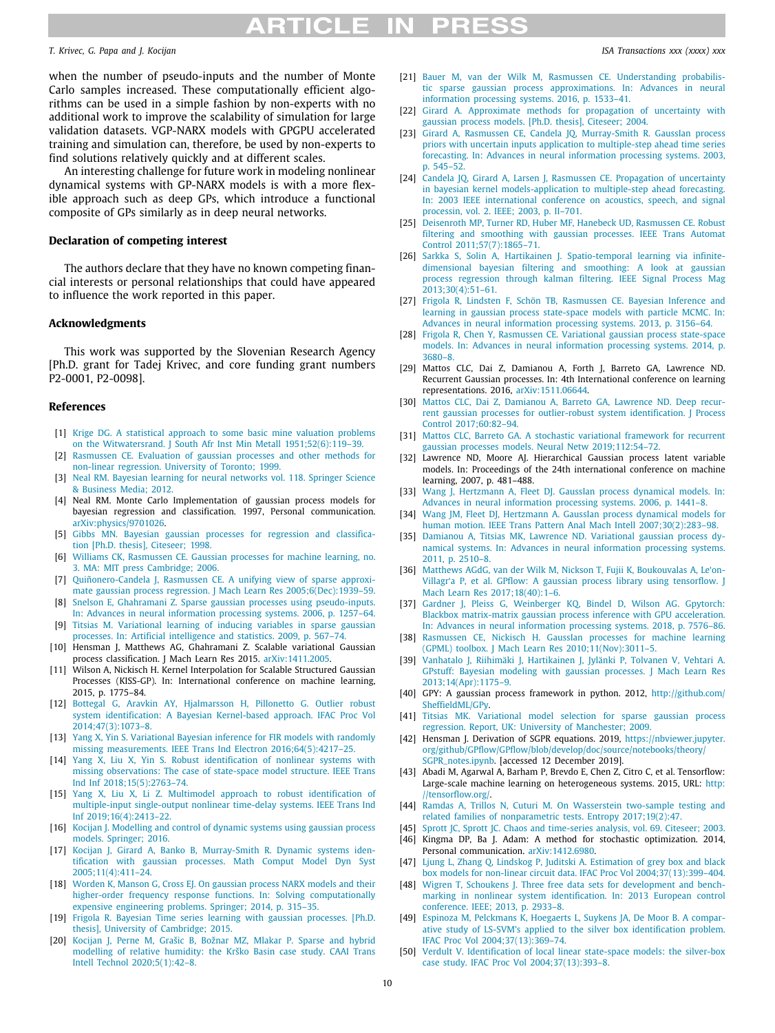when the number of pseudo-inputs and the number of Monte Carlo samples increased. These computationally efficient algorithms can be used in a simple fashion by non-experts with no additional work to improve the scalability of simulation for large validation datasets. VGP-NARX models with GPGPU accelerated training and simulation can, therefore, be used by non-experts to find solutions relatively quickly and at different scales.

An interesting challenge for future work in modeling nonlinear dynamical systems with GP-NARX models is with a more flexible approach such as deep GPs, which introduce a functional composite of GPs similarly as in deep neural networks.

## Declaration of competing interest

The authors declare that they have no known competing financial interests or personal relationships that could have appeared to influence the work reported in this paper.

## Acknowledgments

This work was supported by the Slovenian Research Agency [Ph.D. grant for Tadej Krivec, and core funding grant numbers P2-0001, P2-0098].

## References

[1] Krige DG. A statistical approach to some basic mine valuation problems on the Witwatersrand. J South Afr Inst Min Metall 1951;52(6):119–39.

[2] Rasmussen CE. Evaluation of gaussian processes and other methods for non-linear regression. University of Toronto; 1999.

[3] Neal RM. Bayesian learning for neural networks vol. 118. Springer Science & Business Media; 2012.

[4] Neal RM. Monte Carlo Implementation of gaussian process models for bayesian regression and classification. 1997, Personal communication. arXiv:physics/9701026.

[5] Gibbs MN. Bayesian gaussian processes for regression and classification [Ph.D. thesis], Citeseer; 1998.

[6] Williams CK, Rasmussen CE. Gaussian processes for machine learning, no. 3. MA: MIT press Cambridge; 2006.

[7] Quiñonero-Candela J, Rasmussen CE. A unifying view of sparse approximate gaussian process regression. J Mach Learn Res 2005;6(Dec):1939–59.

[8] Snelson E, Ghahramani Z. Sparse gaussian processes using pseudo-inputs. In: Advances in neural information processing systems. 2006, p. 1257–64.

[9] Titsias M. Variational learning of inducing variables in sparse gaussian processes. In: Artificial intelligence and statistics. 2009, p. 567–74.

[10] Hensman J, Matthews AG, Ghahramani Z. Scalable variational Gaussian process classification. J Mach Learn Res 2015. arXiv:1411.2005.

[11] Wilson A, Nickisch H. Kernel Interpolation for Scalable Structured Gaussian Processes (KISS-GP). In: International conference on machine learning, 2015, p. 1775–84.

[12] Bottegal G, Aravkin AY, Hjalmarsson H, Pillonetto G. Outlier robust system identification: A Bayesian Kernel-based approach. IFAC Proc Vol 2014;47(3):1073–8.

[13] Yang X, Yin S. Variational Bayesian inference for FIR models with randomly missing measurements. IEEE Trans Ind Electron 2016;64(5):4217–25.

[14] Yang X, Liu X, Yin S. Robust identification of nonlinear systems with missing observations: The case of state-space model structure. IEEE Trans Ind Inf 2018;15(5):2763–74.

[15] Yang X, Liu X, Li Z. Multimodel approach to robust identification of multiple-input single-output nonlinear time-delay systems. IEEE Trans Ind Inf 2019;16(4):2413–22.

[16] Kocijan J. Modelling and control of dynamic systems using gaussian process models. Springer; 2016.

[17] Kocijan J, Girard A, Banko B, Murray-Smith R. Dynamic systems identification with gaussian processes. Math Comput Model Dyn Syst 2005;11(4):411–24.

[18] Worden K, Manson G, Cross EJ. On gaussian process NARX models and their higher-order frequency response functions. In: Solving computationally expensive engineering problems. Springer; 2014, p. 315–35.

[19] Frigola R. Bayesian Time series learning with gaussian processes. [Ph.D. thesis], University of Cambridge; 2015.

[20] Kocijan J, Perne M, Grašic B, Božnar MZ, Mlakar P. Sparse and hybrid modelling of relative humidity: the Krško Basin case study. CAAI Trans Intell Technol 2020;5(1):42–8.

[21] Bauer M, van der Wilk M, Rasmussen CE. Understanding probabilistic sparse gaussian process approximations. In: Advances in neural information processing systems. 2016, p. 1533–41.

[22] Girard A. Approximate methods for propagation of uncertainty with gaussian process models. [Ph.D. thesis], Citeseer; 2004.

[23] Girard A, Rasmussen CE, Candela JQ, Murray-Smith R. Gaussian process priors with uncertain inputs application to multiple-step ahead time series forecasting. In: Advances in neural information processing systems. 2003, p. 545–52.

[24] Candela JQ, Girard A, Larsen J, Rasmussen CE. Propagation of uncertainty in bayesian kernel models-application to multiple-step ahead forecasting. In: 2003 IEEE international conference on acoustics, speech, and signal processin, vol. 2. IEEE; 2003, p. II–701.

[25] Deisenroth MP, Turner RD, Huber MF, Hanebeck UD, Rasmussen CE. Robust filtering and smoothing with gaussian processes. IEEE Trans Automat Control 2011;57(7):1865–71.

[26] Sarkka S, Solin A, Hartikainen J. Spatio-temporal learning via infinite-dimensional bayesian filtering and smoothing: A look at gaussian process regression through kalman filtering. IEEE Signal Process Mag 2013;30(4):51–61.

[27] Frigola R, Lindsten F, Schön TB, Rasmussen CE. Bayesian Inference and learning in gaussian process state-space models with particle MCMC. In: Advances in neural information processing systems. 2013, p. 3156–64.

[28] Frigola R, Chen Y, Rasmussen CE. Variational gaussian process state-space models. In: Advances in neural information processing systems. 2014, p. 3680–8.

[29] Mattos CLC, Dai Z, Damianou A, Forth J, Barreto GA, Lawrence ND. Recurrent Gaussian processes. In: 4th International conference on learning representations. 2016, arXiv:1511.06644.

[30] Mattos CLC, Dai Z, Damianou A, Barreto GA, Lawrence ND. Deep recurrent gaussian processes for outlier-robust system identification. J Process Control 2017;60:82–94.

[31] Mattos CLC, Barreto GA. A stochastic variational framework for recurrent gaussian processes models. Neural Netw 2019;112:54–72.

[32] Lawrence ND, Moore AJ. Hierarchical Gaussian process latent variable models. In: Proceedings of the 24th international conference on machine learning, 2007, p. 481–488.

[33] Wang J, Hertzmann A, Fleet DJ. Gaussian process dynamical models. In: Advances in neural information processing systems. 2006, p. 1441–8.

[34] Wang JM, Fleet DJ, Hertzmann A. Gaussian process dynamical models for human motion. IEEE Trans Pattern Anal Mach Intell 2007;30(2):283–98.

[35] Damianou A, Titsias MK, Lawrence ND. Variational gaussian process dynamical systems. In: Advances in neural information processing systems. 2011, p. 2510–8.

[36] Matthews AGdG, van der Wilk M, Nickson T, Fujii K, Boukouvalas A, Le'on-Villagr'a P, et al. GPflow: A gaussian process library using tensorflow. J Mach Learn Res 2017;18(40):1–6.

[37] Gardner J, Pleiss G, Weinberger KQ, Bindel D, Wilson AG. Gpytorch: Blackbox matrix-matrix gaussian process inference with GPU acceleration. In: Advances in neural information processing systems. 2018, p. 7576–86.

[38] Rasmussen CE, Nickisch H. Gaussian processes for machine learning (GPML) toolbox. J Mach Learn Res 2010;11(Nov):3011–5.

[39] Vanhatalo J, Riihimäki J, Hartikainen J, Jylänki P, Tolvanen V, Vehtari A. GPstuff: Bayesian modeling with gaussian processes. J Mach Learn Res 2013;14(Apr):1175–9.

[40] GPY: A gaussian process framework in python. 2012, http://github.com/SheffieldML/GPy.

[41] Titsias MK. Variational model selection for sparse gaussian process regression. Report, UK: University of Manchester; 2009.

[42] Hensman J. Derivation of SGPR equations. 2019, https://nbviewer.jupyter.org/github/GPflow/GPflow/blob/develop/doc/source/notebooks/theory/SGPR_notes.ipynb. [accessed 12 December 2019].

[43] Abadi M, Agarwal A, Barham P, Brevdo E, Chen Z, Citro C, et al. Tensorflow: Large-scale machine learning on heterogeneous systems. 2015, URL: http://tensorflow.org/.

[44] Ramdas A, Trillos N, Cuturi M. On Wasserstein two-sample testing and related families of nonparametric tests. Entropy 2017;19(2):47.

[45] Sprott JC, Sprott JC. Chaos and time-series analysis, vol. 69. Citeseer; 2003.

[46] Kingma DP, Ba J. Adam: A method for stochastic optimization. 2014, Personal communication. arXiv:1412.6980.

[47] Ljung L, Zhang Q, Lindskog P, Juditski A. Estimation of grey box and black box models for non-linear circuit data. IFAC Proc Vol 2004;37(13):399–404.

[48] Wigren T, Schoukens J. Three free data sets for development and benchmarking in nonlinear system identification. In: 2013 European control conference. IEEE; 2013, p. 2933–8.

[49] Espinoza M, Pelckmans K, Hoegaerts L, Suykens JA, De Moor B. A comparative study of LS-SVM's applied to the silver box identification problem. IFAC Proc Vol 2004;37(13):369–74.

[50] Verdult V. Identification of local linear state-space models: the silver-box case study. IFAC Proc Vol 2004;37(13):393–8.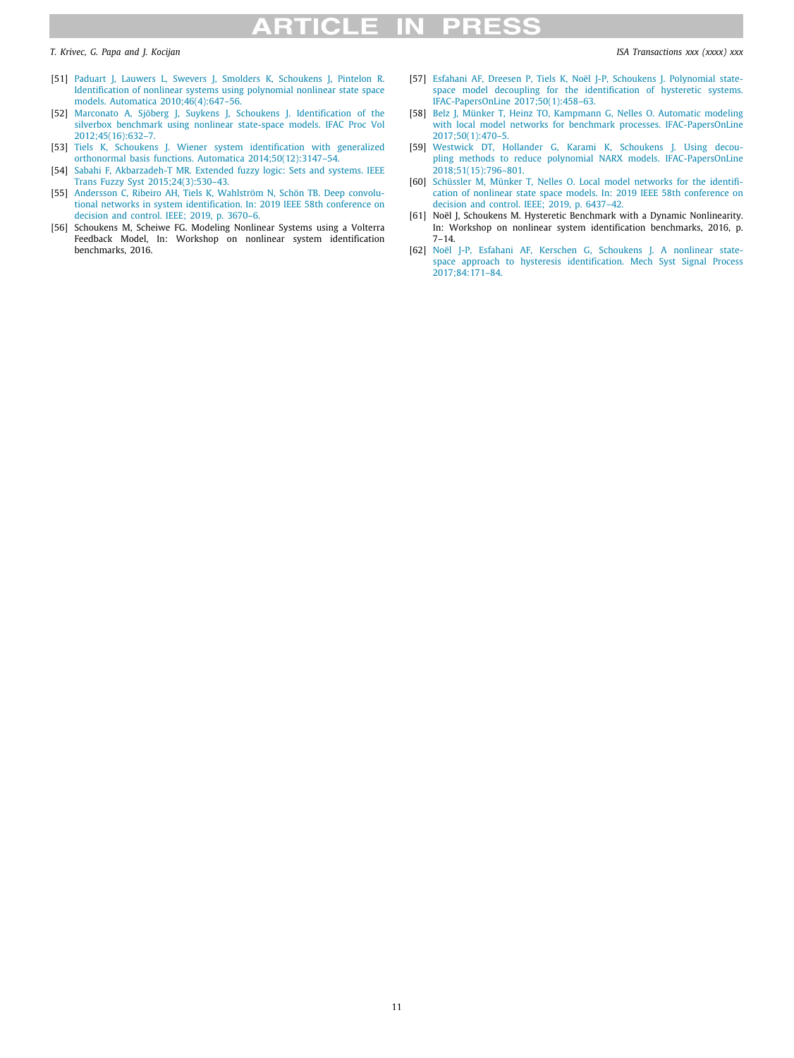[51] Paduart J, Lauwers L, Swevers J, Smolders K, Schoukens J, Pintelon R. Identification of nonlinear systems using polynomial nonlinear state space models. Automatica 2010;46(4):647–56.

[52] Marconato A, Sjöberg J, Suykens J, Schoukens J. Identification of the silverbox benchmark using nonlinear state-space models. IFAC Proc Vol 2012;45(16):632–7.

[53] Tiels K, Schoukens J. Wiener system identification with generalized orthonormal basis functions. Automatica 2014;50(12):3147–54.

[54] Sabahi F, Akbarzadeh-T MR. Extended fuzzy logic: Sets and systems. IEEE Trans Fuzzy Syst 2015;24(3):530–43.

[55] Andersson C, Ribeiro AH, Tiels K, Wahlström N, Schön TB. Deep convolutional networks in system identification. In: 2019 IEEE 58th conference on decision and control. IEEE; 2019, p. 3670–6.

[56] Schoukens M, Scheiwe FG. Modeling Nonlinear Systems using a Volterra Feedback Model, In: Workshop on nonlinear system identification benchmarks, 2016.

[57] Esfahani AF, Dreesen P, Tiels K, Noël J-P, Schoukens J. Polynomial state-space model decoupling for the identification of hysteretic systems. IFAC-PapersOnLine 2017;50(1):458–63.

[58] Belz J, Münker T, Heinz TO, Kampmann G, Nelles O. Automatic modeling with local model networks for benchmark processes. IFAC-PapersOnLine 2017;50(1):470–5.

[59] Westwick DT, Hollander G, Karami K, Schoukens J. Using decoupling methods to reduce polynomial NARX models. IFAC-PapersOnLine 2018;51(15):796–801.

[60] Schüssler M, Münker T, Nelles O. Local model networks for the identification of nonlinear state space models. In: 2019 IEEE 58th conference on decision and control. IEEE; 2019, p. 6437–42.

[61] Noël J, Schoukens M. Hysteretic Benchmark with a Dynamic Nonlinearity. In: Workshop on nonlinear system identification benchmarks, 2016, p. 7–14.

[62] Noël J-P, Esfahani AF, Kerschen G, Schoukens J. A nonlinear state-space approach to hysteresis identification. Mech Syst Signal Process 2017;84:171–84.